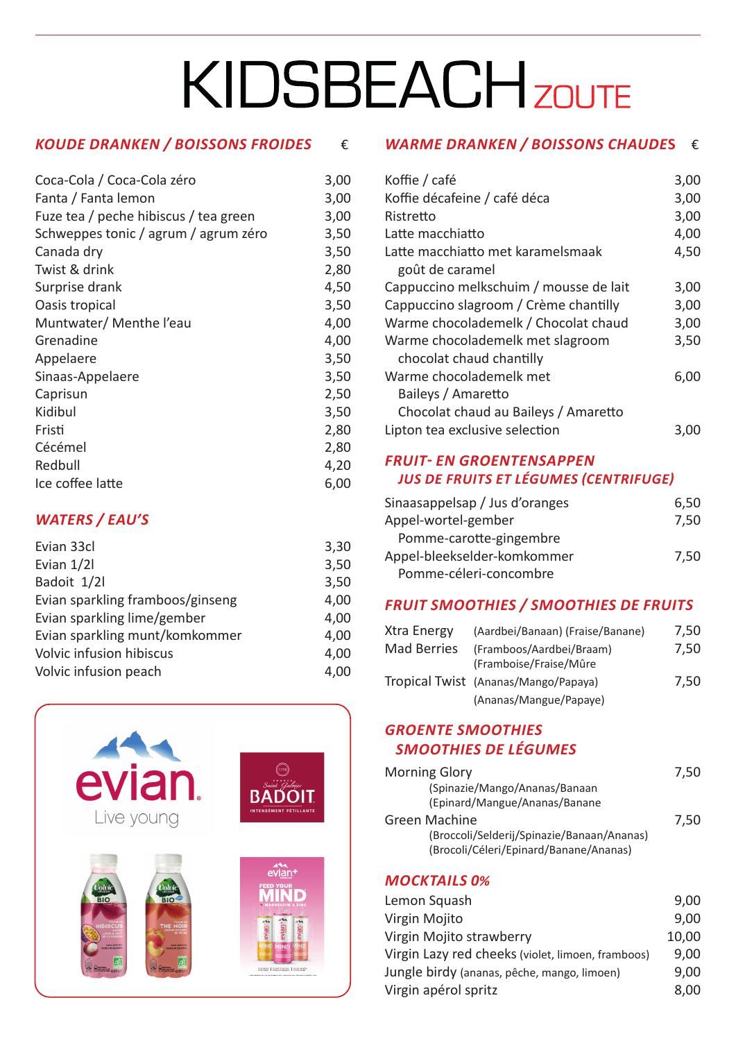# KIDSBEACH ZOUTE

## KOUDE DRANKEN / BOISSONS FROIDES

| | € |
|---|---|
| Coca-Cola / Coca-Cola zéro | 3,00 |
| Fanta / Fanta lemon | 3,00 |
| Fuze tea / peche hibiscus / tea green | 3,00 |
| Schweppes tonic / agrum / agrum zéro | 3,50 |
| Canada dry | 3,50 |
| Twist & drink | 2,80 |
| Surprise drank | 4,50 |
| Oasis tropical | 3,50 |
| Muntwater/ Menthe l'eau | 4,00 |
| Grenadine | 4,00 |
| Appelaere | 3,50 |
| Sinaas-Appelaere | 3,50 |
| Caprisun | 2,50 |
| Kidibul | 3,50 |
| Fristi | 2,80 |
| Cécémel | 2,80 |
| Redbull | 4,20 |
| Ice coffee latte | 6,00 |

## WATERS / EAU'S

| | |
|---|---|
| Evian 33cl | 3,30 |
| Evian 1/2l | 3,50 |
| Badoit 1/2l | 3,50 |
| Evian sparkling framboos/ginseng | 4,00 |
| Evian sparkling lime/gember | 4,00 |
| Evian sparkling munt/komkommer | 4,00 |
| Volvic infusion hibiscus | 4,00 |
| Volvic infusion peach | 4,00 |

## WARME DRANKEN / BOISSONS CHAUDES

| | € |
|---|---|
| Koffie / café | 3,00 |
| Koffie décafeine / café déca | 3,00 |
| Ristretto | 3,00 |
| Latte macchiatto | 4,00 |
| Latte macchiatto met karamelsmaak<br>goût de caramel | 4,50 |
| Cappuccino melkschuim / mousse de lait | 3,00 |
| Cappuccino slagroom / Crème chantilly | 3,00 |
| Warme chocolademelk / Chocolat chaud | 3,00 |
| Warme chocolademelk met slagroom<br>chocolat chaud chantilly | 3,50 |
| Warme chocolademelk met<br>Baileys / Amaretto<br>Chocolat chaud au Baileys / Amaretto | 6,00 |
| Lipton tea exclusive selection | 3,00 |

## FRUIT- EN GROENTENSAPPEN
## JUS DE FRUITS ET LÉGUMES (CENTRIFUGE)

| | |
|---|---|
| Sinaasappelsap / Jus d'oranges | 6,50 |
| Appel-wortel-gember<br>Pomme-carotte-gingembre | 7,50 |
| Appel-bleekselder-komkommer<br>Pomme-céleri-concombre | 7,50 |

## FRUIT SMOOTHIES / SMOOTHIES DE FRUITS

| | | |
|---|---|---|
| Xtra Energy | (Aardbei/Banaan) (Fraise/Banane) | 7,50 |
| Mad Berries | (Framboos/Aardbei/Braam)<br>(Framboise/Fraise/Mûre | 7,50 |
| Tropical Twist | (Ananas/Mango/Papaya)<br>(Ananas/Mangue/Papaye) | 7,50 |

## GROENTE SMOOTHIES
## SMOOTHIES DE LÉGUMES

| | |
|---|---|
| Morning Glory<br>(Spinazie/Mango/Ananas/Banaan<br>(Epinard/Mangue/Ananas/Banane | 7,50 |
| Green Machine<br>(Broccoli/Selderij/Spinazie/Banaan/Ananas)<br>(Brocoli/Céleri/Epinard/Banane/Ananas) | 7,50 |

## MOCKTAILS 0%

| | |
|---|---|
| Lemon Squash | 9,00 |
| Virgin Mojito | 9,00 |
| Virgin Mojito strawberry | 10,00 |
| Virgin Lazy red cheeks (violet, limoen, framboos) | 9,00 |
| Jungle birdy (ananas, pêche, mango, limoen) | 9,00 |
| Virgin apérol spritz | 8,00 |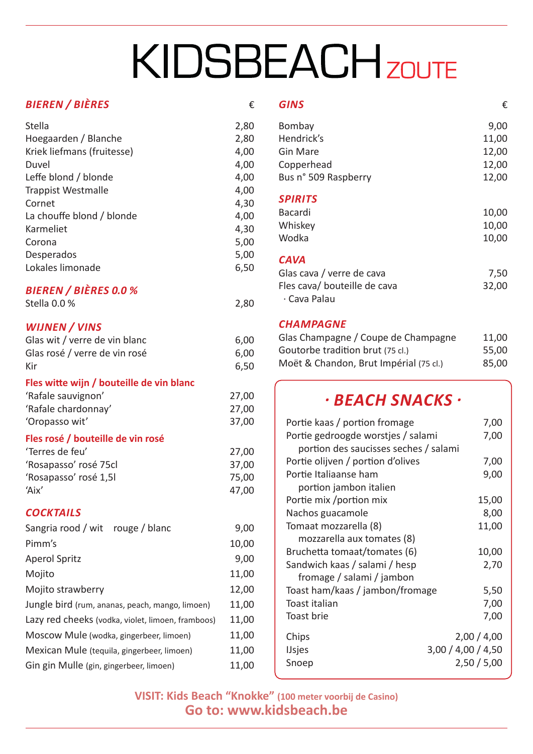# KIDSBEACH ZOUTE

## BIEREN / BIÈRES

| | € |
|---|---|
| Stella | 2,80 |
| Hoegaarden / Blanche | 2,80 |
| Kriek liefmans (fruitesse) | 4,00 |
| Duvel | 4,00 |
| Leffe blond / blonde | 4,00 |
| Trappist Westmalle | 4,00 |
| Cornet | 4,30 |
| La chouffe blond / blonde | 4,00 |
| Karmeliet | 4,30 |
| Corona | 5,00 |
| Desperados | 5,00 |
| Lokales limonade | 6,50 |

## BIEREN / BIÈRES 0.0 %

| | |
|---|---|
| Stella 0.0 % | 2,80 |

## WIJNEN / VINS

| | |
|---|---|
| Glas wit / verre de vin blanc | 6,00 |
| Glas rosé / verre de vin rosé | 6,00 |
| Kir | 6,50 |

### Fles witte wijn / bouteille de vin blanc

| | |
|---|---|
| 'Rafale sauvignon' | 27,00 |
| 'Rafale chardonnay' | 27,00 |
| 'Oropasso wit' | 37,00 |

### Fles rosé / bouteille de vin rosé

| | |
|---|---|
| 'Terres de feu' | 27,00 |
| 'Rosapasso' rosé 75cl | 37,00 |
| 'Rosapasso' rosé 1,5l | 75,00 |
| 'Aix' | 47,00 |

## COCKTAILS

| | |
|---|---|
| Sangria rood / wit rouge / blanc | 9,00 |
| Pimm's | 10,00 |
| Aperol Spritz | 9,00 |
| Mojito | 11,00 |
| Mojito strawberry | 12,00 |
| Jungle bird (rum, ananas, peach, mango, limoen) | 11,00 |
| Lazy red cheeks (vodka, violet, limoen, framboos) | 11,00 |
| Moscow Mule (wodka, gingerbeer, limoen) | 11,00 |
| Mexican Mule (tequila, gingerbeer, limoen) | 11,00 |
| Gin gin Mulle (gin, gingerbeer, limoen) | 11,00 |

## GINS

| | € |
|---|---|
| Bombay | 9,00 |
| Hendrick's | 11,00 |
| Gin Mare | 12,00 |
| Copperhead | 12,00 |
| Bus n° 509 Raspberry | 12,00 |

## SPIRITS

| | |
|---|---|
| Bacardi | 10,00 |
| Whiskey | 10,00 |
| Wodka | 10,00 |

## CAVA

| | |
|---|---|
| Glas cava / verre de cava | 7,50 |
| Fles cava/ bouteille de cava · Cava Palau | 32,00 |

## CHAMPAGNE

| | |
|---|---|
| Glas Champagne / Coupe de Champagne | 11,00 |
| Goutorbe tradition brut (75 cl.) | 55,00 |
| Moët & Chandon, Brut Impérial (75 cl.) | 85,00 |

## · BEACH SNACKS ·

| | |
|---|---|
| Portie kaas / portion fromage | 7,00 |
| Portie gedroogde worstjes / salami<br>portion des saucisses seches / salami | 7,00 |
| Portie olijven / portion d'olives | 7,00 |
| Portie Italiaanse ham<br>portion jambon italien | 9,00 |
| Portie mix /portion mix | 15,00 |
| Nachos guacamole | 8,00 |
| Tomaat mozzarella (8)<br>mozzarella aux tomates (8) | 11,00 |
| Bruchetta tomaat/tomates (6) | 10,00 |
| Sandwich kaas / salami / hesp<br>fromage / salami / jambon | 2,70 |
| Toast ham/kaas / jambon/fromage | 5,50 |
| Toast italian | 7,00 |
| Toast brie | 7,00 |
| Chips | 2,00 / 4,00 |
| IJsjes | 3,00 / 4,00 / 4,50 |
| Snoep | 2,50 / 5,00 |

**VISIT: Kids Beach "Knokke"** (100 meter voorbij de Casino)

**Go to: www.kidsbeach.be**